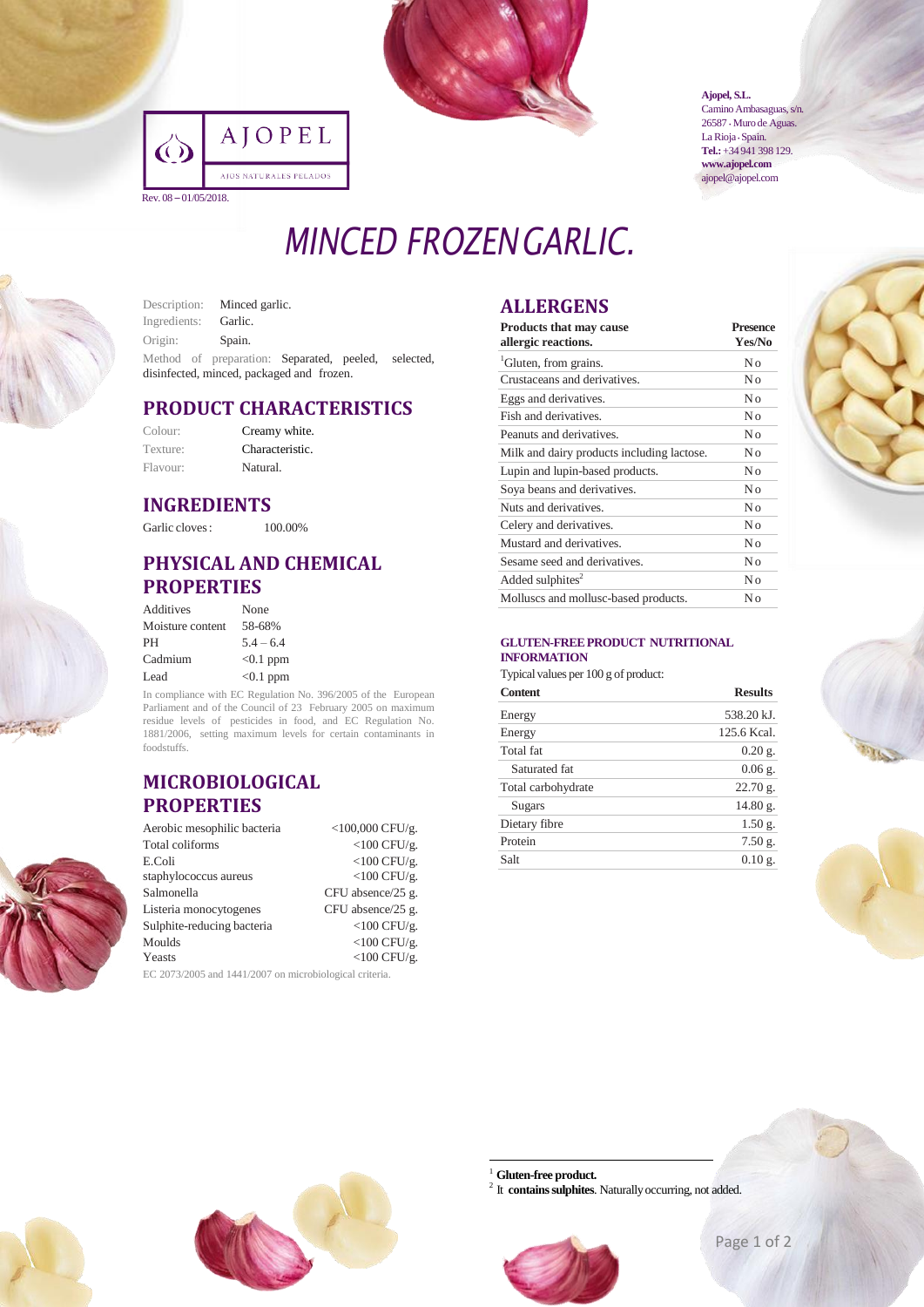AJOPEL

AJOS NATURALES PELADOS

Rev. 08 – 01/05/2018.

**Ajopel, S.L.**
Camino Ambasaguas, s/n.
26587 · Muro de Aguas.
La Rioja · Spain.
**Tel.:** +34 941 398 129.
**www.ajopel.com**
ajopel@ajopel.com

# MINCED FROZEN GARLIC.

Description: Minced garlic.
Ingredients: Garlic.
Origin: Spain.
Method of preparation: Separated, peeled, selected, disinfected, minced, packaged and frozen.

## PRODUCT CHARACTERISTICS

| | |
|---|---|
| Colour: | Creamy white. |
| Texture: | Characteristic. |
| Flavour: | Natural. |

## INGREDIENTS

| | |
|---|---|
| Garlic cloves: | 100.00% |

## PHYSICAL AND CHEMICAL PROPERTIES

| | |
|---|---|
| Additives | None |
| Moisture content | 58-68% |
| PH | 5.4 – 6.4 |
| Cadmium | <0.1 ppm |
| Lead | <0.1 ppm |

In compliance with EC Regulation No. 396/2005 of the European Parliament and of the Council of 23 February 2005 on maximum residue levels of pesticides in food, and EC Regulation No. 1881/2006, setting maximum levels for certain contaminants in foodstuffs.

## MICROBIOLOGICAL PROPERTIES

| | |
|---|---|
| Aerobic mesophilic bacteria | <100,000 CFU/g. |
| Total coliforms | <100 CFU/g. |
| E.Coli | <100 CFU/g. |
| staphylococcus aureus | <100 CFU/g. |
| Salmonella | CFU absence/25 g. |
| Listeria monocytogenes | CFU absence/25 g. |
| Sulphite-reducing bacteria | <100 CFU/g. |
| Moulds | <100 CFU/g. |
| Yeasts | <100 CFU/g. |

EC 2073/2005 and 1441/2007 on microbiological criteria.

## ALLERGENS

| Products that may cause allergic reactions. | Presence Yes/No |
|---|---|
| Gluten, from grains.[1] | No |
| Crustaceans and derivatives. | No |
| Eggs and derivatives. | No |
| Fish and derivatives. | No |
| Peanuts and derivatives. | No |
| Milk and dairy products including lactose. | No |
| Lupin and lupin-based products. | No |
| Soya beans and derivatives. | No |
| Nuts and derivatives. | No |
| Celery and derivatives. | No |
| Mustard and derivatives. | No |
| Sesame seed and derivatives. | No |
| Added sulphites[2] | No |
| Molluscs and mollusc-based products. | No |

### GLUTEN-FREE PRODUCT NUTRITIONAL INFORMATION

Typical values per 100 g of product:

| Content | Results |
|---|---|
| Energy | 538.20 kJ. |
| Energy | 125.6 Kcal. |
| Total fat | 0.20 g. |
| Saturated fat | 0.06 g. |
| Total carbohydrate | 22.70 g. |
| Sugars | 14.80 g. |
| Dietary fibre | 1.50 g. |
| Protein | 7.50 g. |
| Salt | 0.10 g. |

[1] **Gluten-free product.**
[2] It **contains sulphites**. Naturally occurring, not added.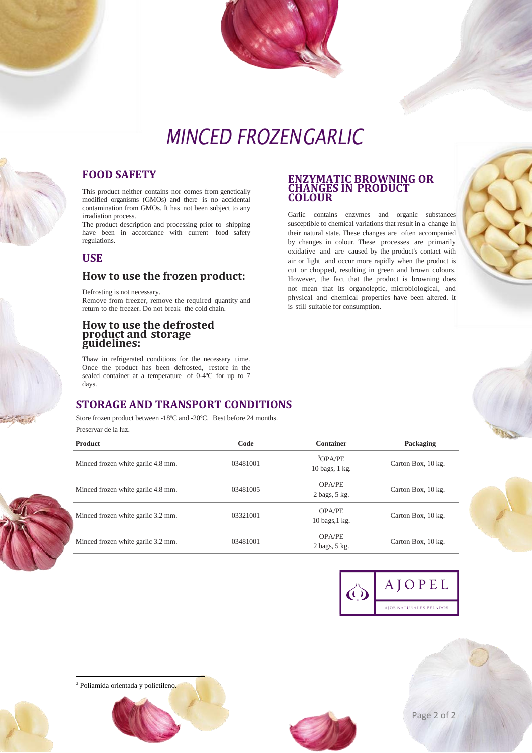# MINCED FROZENGARLIC

## FOOD SAFETY

This product neither contains nor comes from genetically modified organisms (GMOs) and there is no accidental contamination from GMOs. It has not been subject to any irradiation process.
The product description and processing prior to shipping have been in accordance with current food safety regulations.

## USE

### How to use the frozen product:

Defrosting is not necessary.
Remove from freezer, remove the required quantity and return to the freezer. Do not break the cold chain.

### How to use the defrosted product and storage guidelines:

Thaw in refrigerated conditions for the necessary time. Once the product has been defrosted, restore in the sealed container at a temperature of 0-4ºC for up to 7 days.

## ENZYMATIC BROWNING OR CHANGES IN PRODUCT COLOUR

Garlic contains enzymes and organic substances susceptible to chemical variations that result in a change in their natural state. These changes are often accompanied by changes in colour. These processes are primarily oxidative and are caused by the product's contact with air or light and occur more rapidly when the product is cut or chopped, resulting in green and brown colours. However, the fact that the product is browning does not mean that its organoleptic, microbiological, and physical and chemical properties have been altered. It is still suitable for consumption.

## STORAGE AND TRANSPORT CONDITIONS

Store frozen product between -18ºC and -20ºC. Best before 24 months.

Preservar de la luz.

| Product | Code | Container | Packaging |
|---|---|---|---|
| Minced frozen white garlic 4.8 mm. | 03481001 | [3]OPA/PE 10 bags, 1 kg. | Carton Box, 10 kg. |
| Minced frozen white garlic 4.8 mm. | 03481005 | OPA/PE 2 bags, 5 kg. | Carton Box, 10 kg. |
| Minced frozen white garlic 3.2 mm. | 03321001 | OPA/PE 10 bags,1 kg. | Carton Box, 10 kg. |
| Minced frozen white garlic 3.2 mm. | 03481001 | OPA/PE 2 bags, 5 kg. | Carton Box, 10 kg. |

AJOPEL
AJOS NATURALES PELADOS

[3] Poliamida orientada y polietileno.